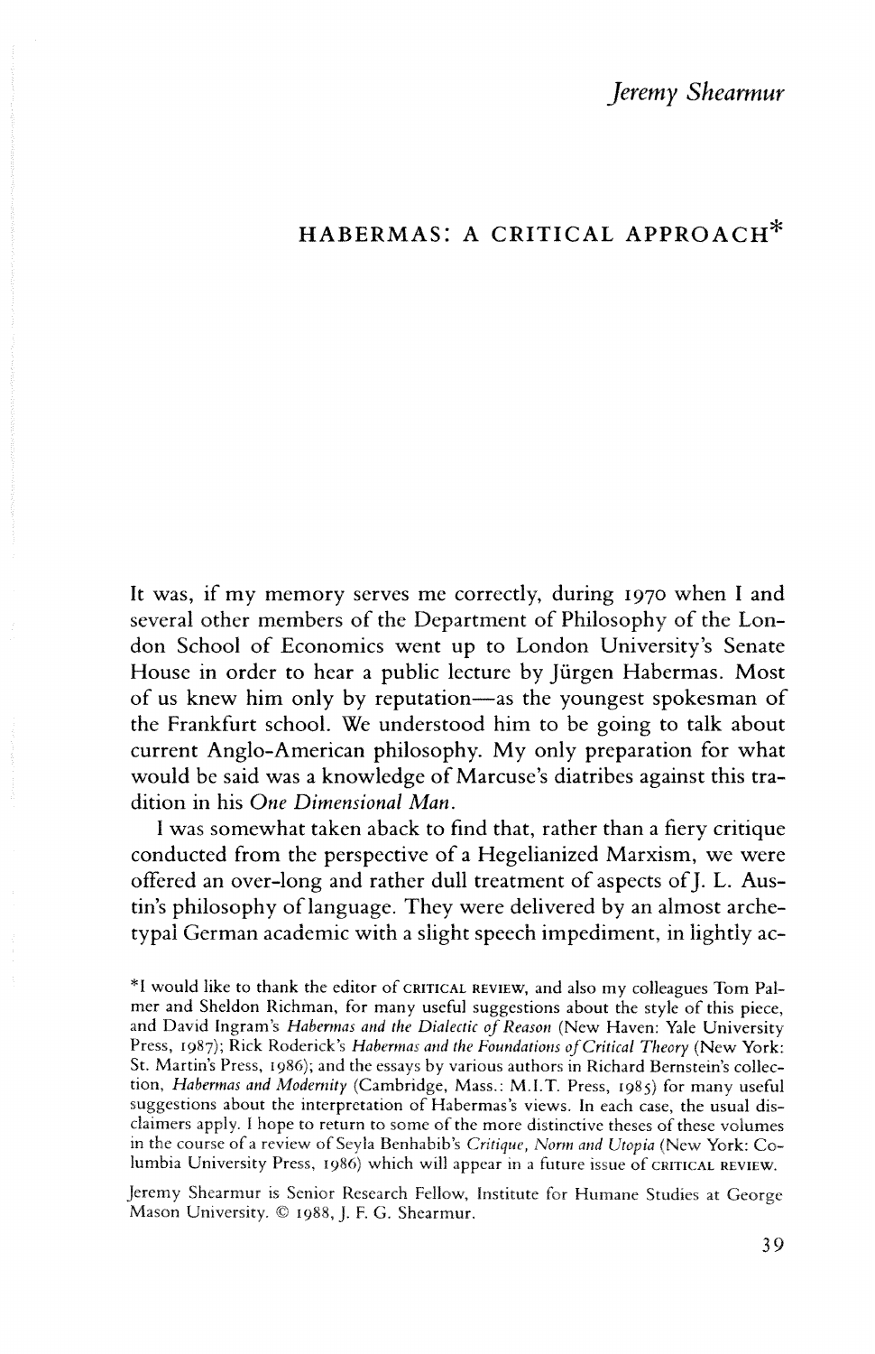*Jeremy Shearmur*

# HABERMAS: A CRITICAL APPROACH*

It was, if my memory serves me correctly, during 1970 when I and several other members of the Department of Philosophy of the London School of Economics went up to London University's Senate House in order to hear a public lecture by Jürgen Habermas. Most of us knew him only by reputation—as the youngest spokesman of the Frankfurt school. We understood him to be going to talk about current Anglo-American philosophy. My only preparation for what would be said was a knowledge of Marcuse's diatribes against this tradition in his *One Dimensional Man*.

I was somewhat taken aback to find that, rather than a fiery critique conducted from the perspective of a Hegelianized Marxism, we were offered an over-long and rather dull treatment of aspects of J. L. Austin's philosophy of language. They were delivered by an almost archetypal German academic with a slight speech impediment, in lightly ac-

*I would like to thank the editor of CRITICAL REVIEW, and also my colleagues Tom Palmer and Sheldon Richman, for many useful suggestions about the style of this piece, and David Ingram's *Habermas and the Dialectic of Reason* (New Haven: Yale University Press, 1987); Rick Roderick's *Habermas and the Foundations of Critical Theory* (New York: St. Martin's Press, 1986); and the essays by various authors in Richard Bernstein's collection, *Habermas and Modernity* (Cambridge, Mass.: M.I.T. Press, 1985) for many useful suggestions about the interpretation of Habermas's views. In each case, the usual disclaimers apply. I hope to return to some of the more distinctive theses of these volumes in the course of a review of Seyla Benhabib's *Critique, Norm and Utopia* (New York: Columbia University Press, 1986) which will appear in a future issue of CRITICAL REVIEW.

Jeremy Shearmur is Senior Research Fellow, Institute for Humane Studies at George Mason University. © 1988, J. F. G. Shearmur.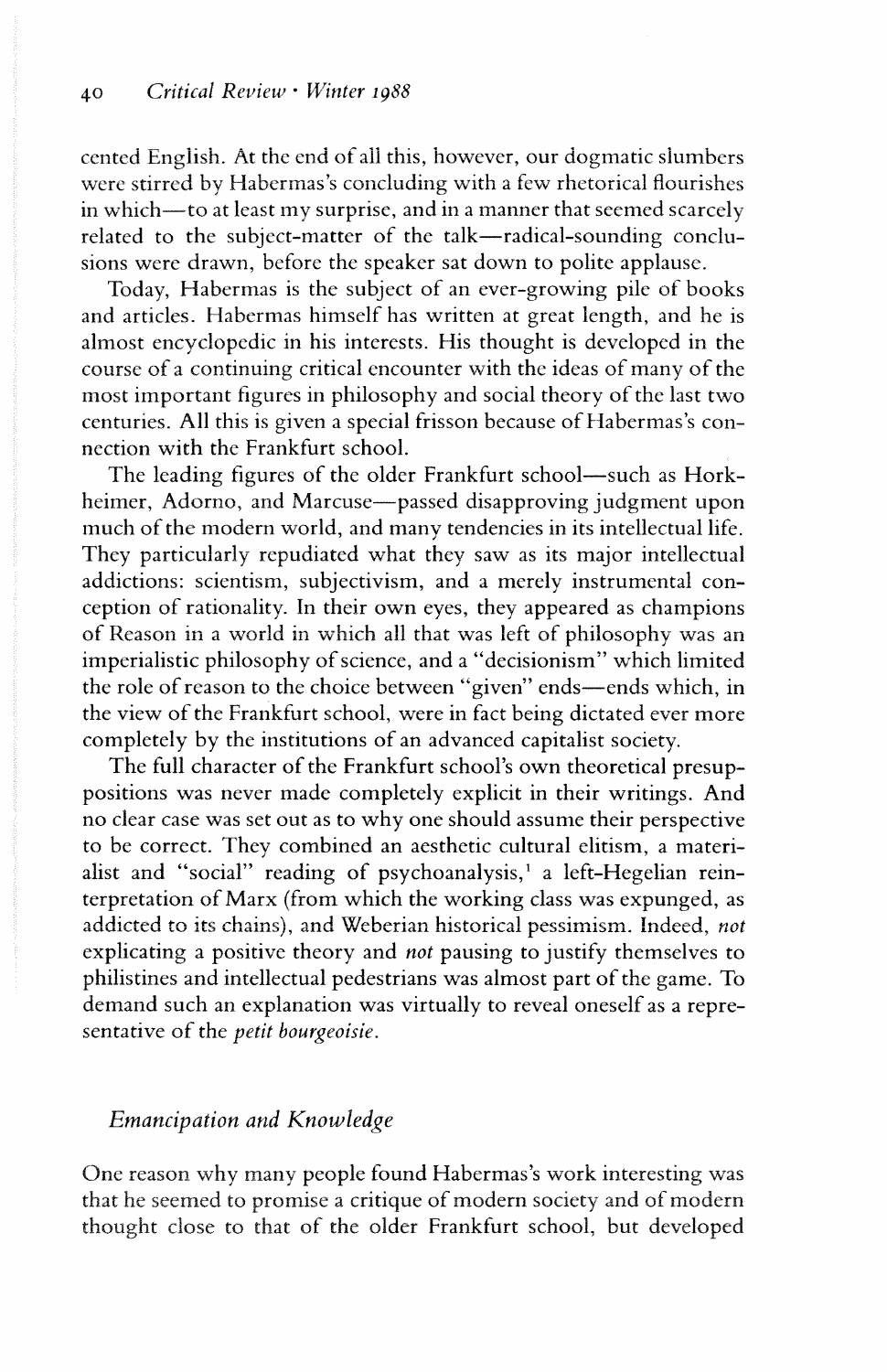cented English. At the end of all this, however, our dogmatic slumbers were stirred by Habermas's concluding with a few rhetorical flourishes in which—to at least my surprise, and in a manner that seemed scarcely related to the subject-matter of the talk—radical-sounding conclusions were drawn, before the speaker sat down to polite applause.

Today, Habermas is the subject of an ever-growing pile of books and articles. Habermas himself has written at great length, and he is almost encyclopedic in his interests. His thought is developed in the course of a continuing critical encounter with the ideas of many of the most important figures in philosophy and social theory of the last two centuries. All this is given a special frisson because of Habermas's connection with the Frankfurt school.

The leading figures of the older Frankfurt school—such as Horkheimer, Adorno, and Marcuse—passed disapproving judgment upon much of the modern world, and many tendencies in its intellectual life. They particularly repudiated what they saw as its major intellectual addictions: scientism, subjectivism, and a merely instrumental conception of rationality. In their own eyes, they appeared as champions of Reason in a world in which all that was left of philosophy was an imperialistic philosophy of science, and a "decisionism" which limited the role of reason to the choice between "given" ends—ends which, in the view of the Frankfurt school, were in fact being dictated ever more completely by the institutions of an advanced capitalist society.

The full character of the Frankfurt school's own theoretical presuppositions was never made completely explicit in their writings. And no clear case was set out as to why one should assume their perspective to be correct. They combined an aesthetic cultural elitism, a materialist and "social" reading of psychoanalysis,[1] a left-Hegelian reinterpretation of Marx (from which the working class was expunged, as addicted to its chains), and Weberian historical pessimism. Indeed, *not* explicating a positive theory and *not* pausing to justify themselves to philistines and intellectual pedestrians was almost part of the game. To demand such an explanation was virtually to reveal oneself as a representative of the *petit bourgeoisie*.

## *Emancipation and Knowledge*

One reason why many people found Habermas's work interesting was that he seemed to promise a critique of modern society and of modern thought close to that of the older Frankfurt school, but developed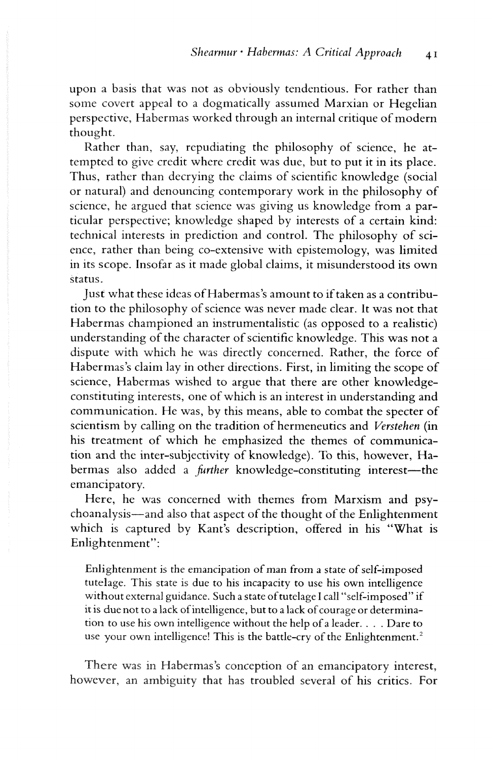upon a basis that was not as obviously tendentious. For rather than some covert appeal to a dogmatically assumed Marxian or Hegelian perspective, Habermas worked through an internal critique of modern thought.

Rather than, say, repudiating the philosophy of science, he attempted to give credit where credit was due, but to put it in its place. Thus, rather than decrying the claims of scientific knowledge (social or natural) and denouncing contemporary work in the philosophy of science, he argued that science was giving us knowledge from a particular perspective; knowledge shaped by interests of a certain kind: technical interests in prediction and control. The philosophy of science, rather than being co-extensive with epistemology, was limited in its scope. Insofar as it made global claims, it misunderstood its own status.

Just what these ideas of Habermas's amount to if taken as a contribution to the philosophy of science was never made clear. It was not that Habermas championed an instrumentalistic (as opposed to a realistic) understanding of the character of scientific knowledge. This was not a dispute with which he was directly concerned. Rather, the force of Habermas's claim lay in other directions. First, in limiting the scope of science, Habermas wished to argue that there are other knowledge-constituting interests, one of which is an interest in understanding and communication. He was, by this means, able to combat the specter of scientism by calling on the tradition of hermeneutics and *Verstehen* (in his treatment of which he emphasized the themes of communication and the inter-subjectivity of knowledge). To this, however, Habermas also added a *further* knowledge-constituting interest—the emancipatory.

Here, he was concerned with themes from Marxism and psychoanalysis—and also that aspect of the thought of the Enlightenment which is captured by Kant's description, offered in his "What is Enlightenment":

> Enlightenment is the emancipation of man from a state of self-imposed tutelage. This state is due to his incapacity to use his own intelligence without external guidance. Such a state of tutelage I call "self-imposed" if it is due not to a lack of intelligence, but to a lack of courage or determination to use his own intelligence without the help of a leader. . . . Dare to use your own intelligence! This is the battle-cry of the Enlightenment.[2]

There was in Habermas's conception of an emancipatory interest, however, an ambiguity that has troubled several of his critics. For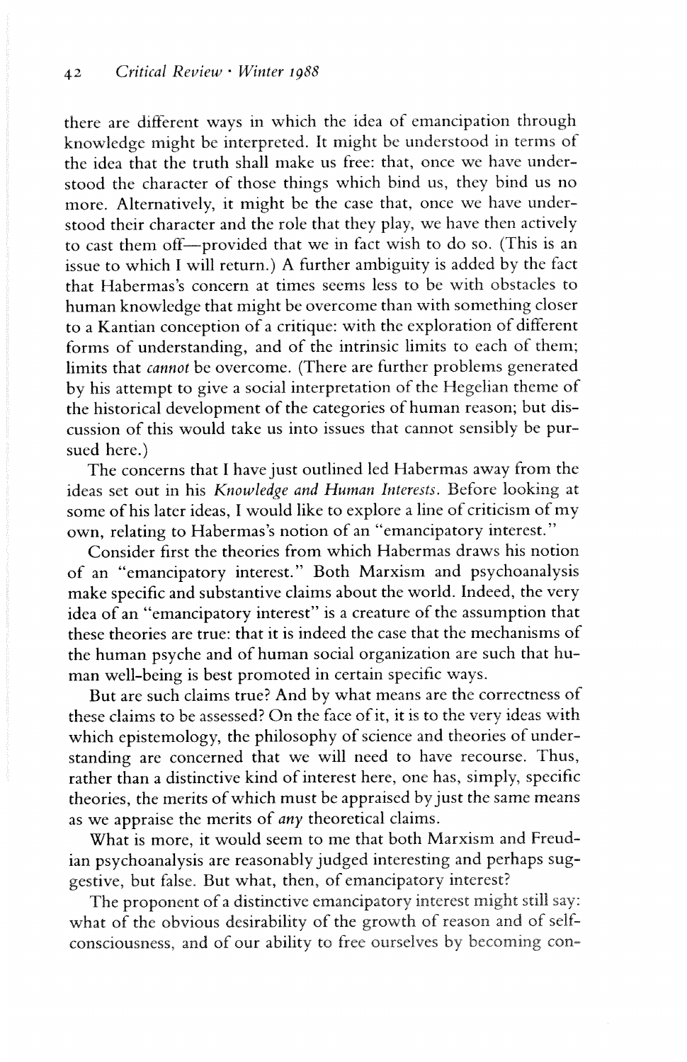there are different ways in which the idea of emancipation through knowledge might be interpreted. It might be understood in terms of the idea that the truth shall make us free: that, once we have understood the character of those things which bind us, they bind us no more. Alternatively, it might be the case that, once we have understood their character and the role that they play, we have then actively to cast them off—provided that we in fact wish to do so. (This is an issue to which I will return.) A further ambiguity is added by the fact that Habermas's concern at times seems less to be with obstacles to human knowledge that might be overcome than with something closer to a Kantian conception of a critique: with the exploration of different forms of understanding, and of the intrinsic limits to each of them; limits that *cannot* be overcome. (There are further problems generated by his attempt to give a social interpretation of the Hegelian theme of the historical development of the categories of human reason; but discussion of this would take us into issues that cannot sensibly be pursued here.)

The concerns that I have just outlined led Habermas away from the ideas set out in his *Knowledge and Human Interests*. Before looking at some of his later ideas, I would like to explore a line of criticism of my own, relating to Habermas's notion of an "emancipatory interest."

Consider first the theories from which Habermas draws his notion of an "emancipatory interest." Both Marxism and psychoanalysis make specific and substantive claims about the world. Indeed, the very idea of an "emancipatory interest" is a creature of the assumption that these theories are true: that it is indeed the case that the mechanisms of the human psyche and of human social organization are such that human well-being is best promoted in certain specific ways.

But are such claims true? And by what means are the correctness of these claims to be assessed? On the face of it, it is to the very ideas with which epistemology, the philosophy of science and theories of understanding are concerned that we will need to have recourse. Thus, rather than a distinctive kind of interest here, one has, simply, specific theories, the merits of which must be appraised by just the same means as we appraise the merits of *any* theoretical claims.

What is more, it would seem to me that both Marxism and Freudian psychoanalysis are reasonably judged interesting and perhaps suggestive, but false. But what, then, of emancipatory interest?

The proponent of a distinctive emancipatory interest might still say: what of the obvious desirability of the growth of reason and of self-consciousness, and of our ability to free ourselves by becoming con-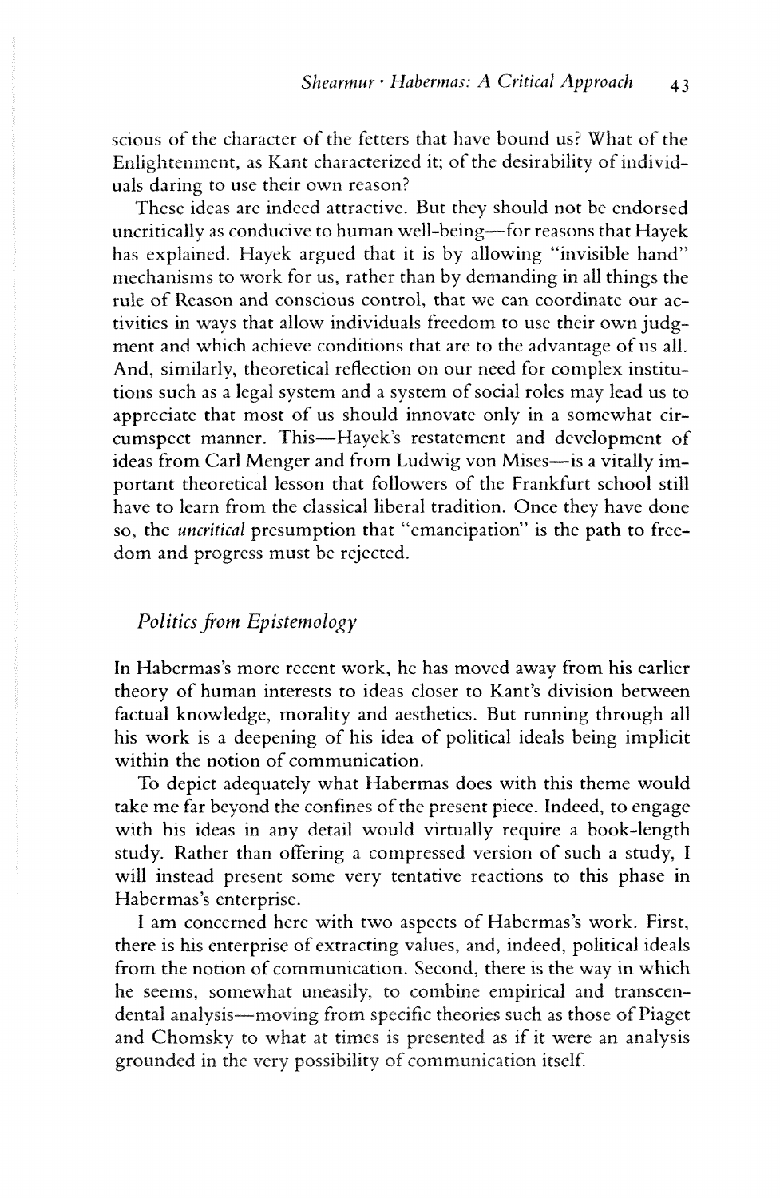scious of the character of the fetters that have bound us? What of the Enlightenment, as Kant characterized it; of the desirability of individuals daring to use their own reason?

These ideas are indeed attractive. But they should not be endorsed uncritically as conducive to human well-being—for reasons that Hayek has explained. Hayek argued that it is by allowing "invisible hand" mechanisms to work for us, rather than by demanding in all things the rule of Reason and conscious control, that we can coordinate our activities in ways that allow individuals freedom to use their own judgment and which achieve conditions that are to the advantage of us all. And, similarly, theoretical reflection on our need for complex institutions such as a legal system and a system of social roles may lead us to appreciate that most of us should innovate only in a somewhat circumspect manner. This—Hayek's restatement and development of ideas from Carl Menger and from Ludwig von Mises—is a vitally important theoretical lesson that followers of the Frankfurt school still have to learn from the classical liberal tradition. Once they have done so, the *uncritical* presumption that "emancipation" is the path to freedom and progress must be rejected.

## *Politics from Epistemology*

In Habermas's more recent work, he has moved away from his earlier theory of human interests to ideas closer to Kant's division between factual knowledge, morality and aesthetics. But running through all his work is a deepening of his idea of political ideals being implicit within the notion of communication.

To depict adequately what Habermas does with this theme would take me far beyond the confines of the present piece. Indeed, to engage with his ideas in any detail would virtually require a book-length study. Rather than offering a compressed version of such a study, I will instead present some very tentative reactions to this phase in Habermas's enterprise.

I am concerned here with two aspects of Habermas's work. First, there is his enterprise of extracting values, and, indeed, political ideals from the notion of communication. Second, there is the way in which he seems, somewhat uneasily, to combine empirical and transcendental analysis—moving from specific theories such as those of Piaget and Chomsky to what at times is presented as if it were an analysis grounded in the very possibility of communication itself.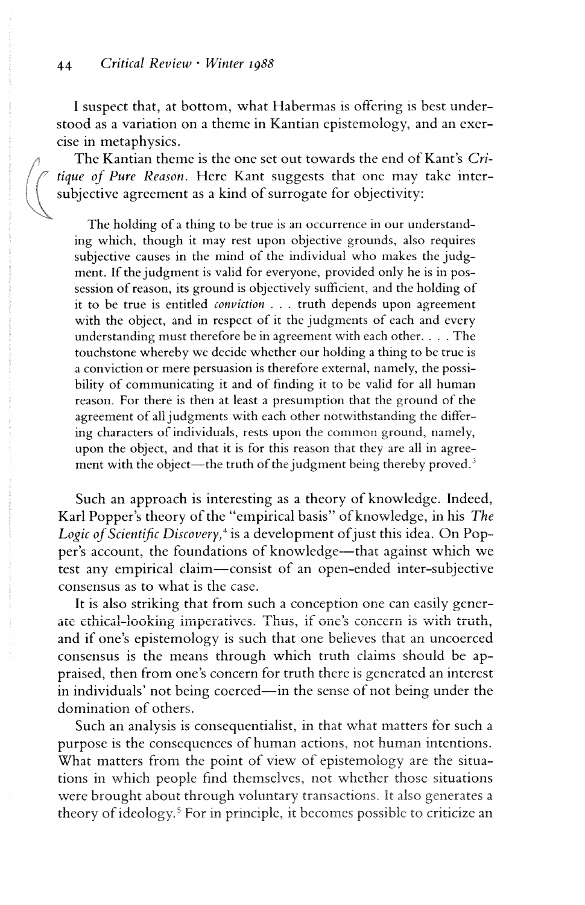I suspect that, at bottom, what Habermas is offering is best understood as a variation on a theme in Kantian epistemology, and an exercise in metaphysics.

The Kantian theme is the one set out towards the end of Kant's *Critique of Pure Reason*. Here Kant suggests that one may take inter-subjective agreement as a kind of surrogate for objectivity:

> The holding of a thing to be true is an occurrence in our understanding which, though it may rest upon objective grounds, also requires subjective causes in the mind of the individual who makes the judgment. If the judgment is valid for everyone, provided only he is in possession of reason, its ground is objectively sufficient, and the holding of it to be true is entitled *conviction* . . . truth depends upon agreement with the object, and in respect of it the judgments of each and every understanding must therefore be in agreement with each other. . . . The touchstone whereby we decide whether our holding a thing to be true is a conviction or mere persuasion is therefore external, namely, the possibility of communicating it and of finding it to be valid for all human reason. For there is then at least a presumption that the ground of the agreement of all judgments with each other notwithstanding the differing characters of individuals, rests upon the common ground, namely, upon the object, and that it is for this reason that they are all in agreement with the object—the truth of the judgment being thereby proved.[3]

Such an approach is interesting as a theory of knowledge. Indeed, Karl Popper's theory of the "empirical basis" of knowledge, in his *The Logic of Scientific Discovery*,[4] is a development of just this idea. On Popper's account, the foundations of knowledge—that against which we test any empirical claim—consist of an open-ended inter-subjective consensus as to what is the case.

It is also striking that from such a conception one can easily generate ethical-looking imperatives. Thus, if one's concern is with truth, and if one's epistemology is such that one believes that an uncoerced consensus is the means through which truth claims should be appraised, then from one's concern for truth there is generated an interest in individuals' not being coerced—in the sense of not being under the domination of others.

Such an analysis is consequentialist, in that what matters for such a purpose is the consequences of human actions, not human intentions. What matters from the point of view of epistemology are the situations in which people find themselves, not whether those situations were brought about through voluntary transactions. It also generates a theory of ideology.[5] For in principle, it becomes possible to criticize an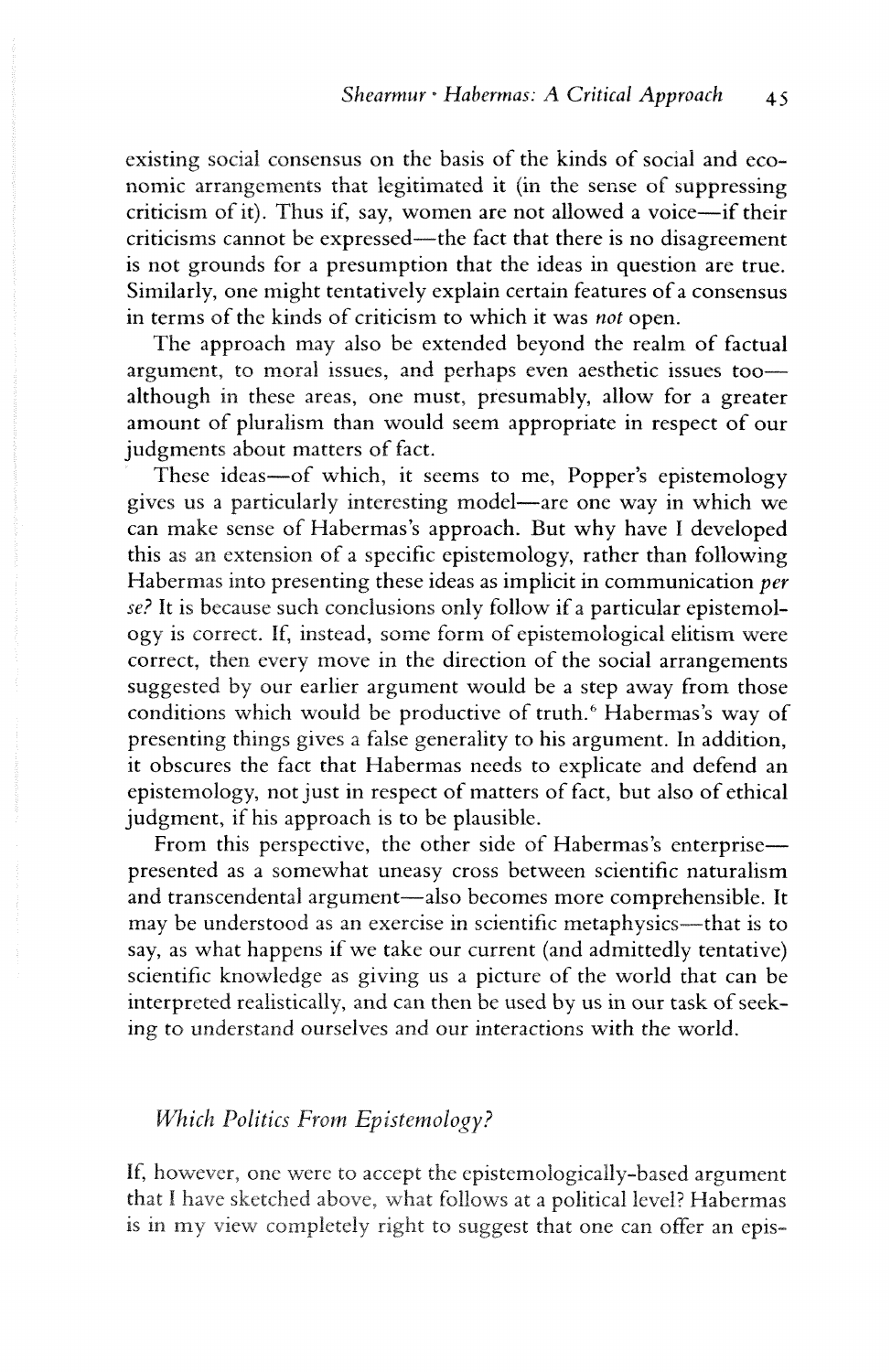existing social consensus on the basis of the kinds of social and economic arrangements that legitimated it (in the sense of suppressing criticism of it). Thus if, say, women are not allowed a voice—if their criticisms cannot be expressed—the fact that there is no disagreement is not grounds for a presumption that the ideas in question are true. Similarly, one might tentatively explain certain features of a consensus in terms of the kinds of criticism to which it was *not* open.

The approach may also be extended beyond the realm of factual argument, to moral issues, and perhaps even aesthetic issues too—although in these areas, one must, presumably, allow for a greater amount of pluralism than would seem appropriate in respect of our judgments about matters of fact.

These ideas—of which, it seems to me, Popper's epistemology gives us a particularly interesting model—are one way in which we can make sense of Habermas's approach. But why have I developed this as an extension of a specific epistemology, rather than following Habermas into presenting these ideas as implicit in communication *per se*? It is because such conclusions only follow if a particular epistemology is correct. If, instead, some form of epistemological elitism were correct, then every move in the direction of the social arrangements suggested by our earlier argument would be a step away from those conditions which would be productive of truth.[6] Habermas's way of presenting things gives a false generality to his argument. In addition, it obscures the fact that Habermas needs to explicate and defend an epistemology, not just in respect of matters of fact, but also of ethical judgment, if his approach is to be plausible.

From this perspective, the other side of Habermas's enterprise—presented as a somewhat uneasy cross between scientific naturalism and transcendental argument—also becomes more comprehensible. It may be understood as an exercise in scientific metaphysics—that is to say, as what happens if we take our current (and admittedly tentative) scientific knowledge as giving us a picture of the world that can be interpreted realistically, and can then be used by us in our task of seeking to understand ourselves and our interactions with the world.

## *Which Politics From Epistemology?*

If, however, one were to accept the epistemologically-based argument that I have sketched above, what follows at a political level? Habermas is in my view completely right to suggest that one can offer an epis-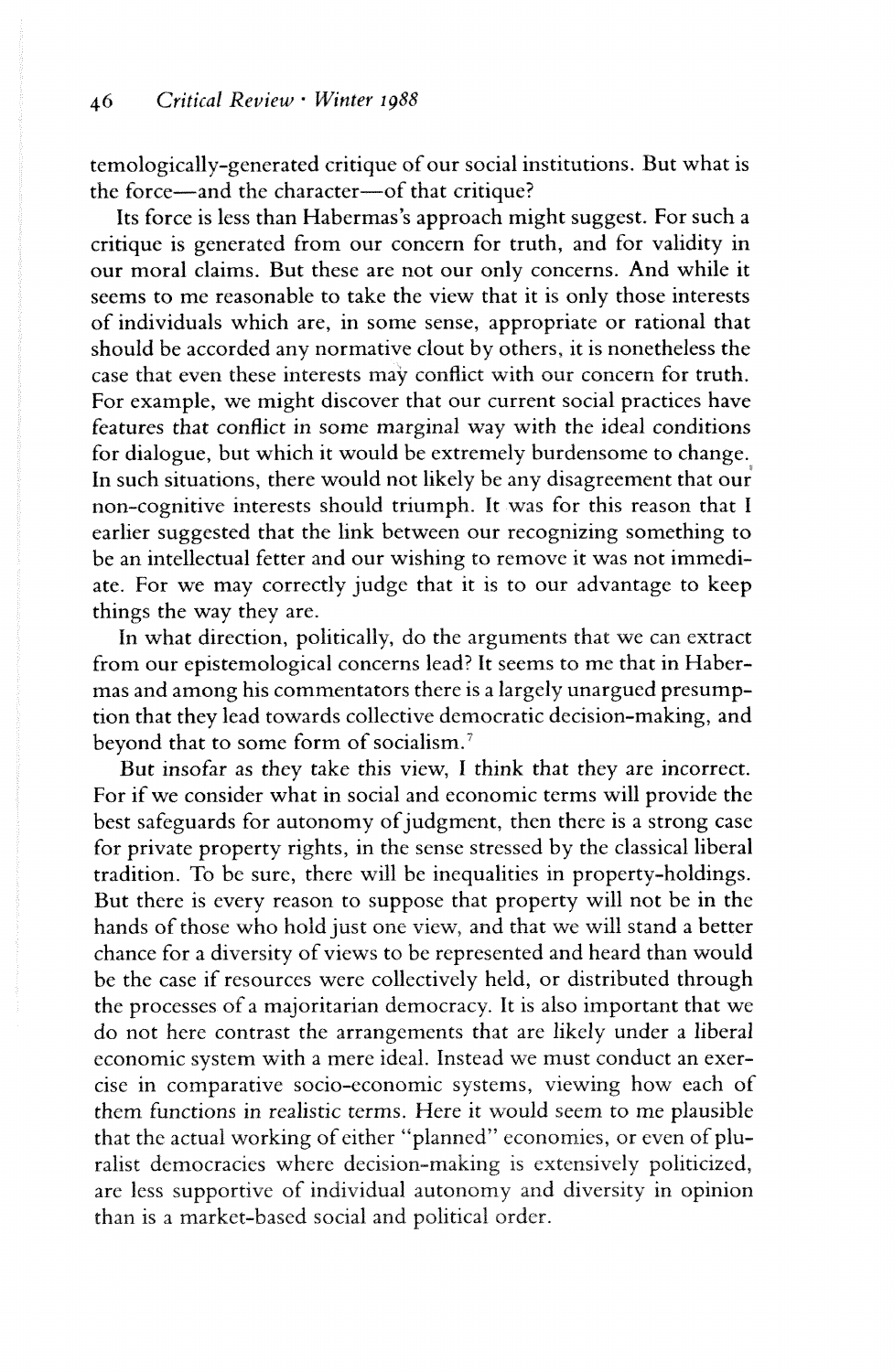temologically-generated critique of our social institutions. But what is the force—and the character—of that critique?

Its force is less than Habermas's approach might suggest. For such a critique is generated from our concern for truth, and for validity in our moral claims. But these are not our only concerns. And while it seems to me reasonable to take the view that it is only those interests of individuals which are, in some sense, appropriate or rational that should be accorded any normative clout by others, it is nonetheless the case that even these interests may conflict with our concern for truth. For example, we might discover that our current social practices have features that conflict in some marginal way with the ideal conditions for dialogue, but which it would be extremely burdensome to change. In such situations, there would not likely be any disagreement that our non-cognitive interests should triumph. It was for this reason that I earlier suggested that the link between our recognizing something to be an intellectual fetter and our wishing to remove it was not immediate. For we may correctly judge that it is to our advantage to keep things the way they are.

In what direction, politically, do the arguments that we can extract from our epistemological concerns lead? It seems to me that in Habermas and among his commentators there is a largely unargued presumption that they lead towards collective democratic decision-making, and beyond that to some form of socialism.[7]

But insofar as they take this view, I think that they are incorrect. For if we consider what in social and economic terms will provide the best safeguards for autonomy of judgment, then there is a strong case for private property rights, in the sense stressed by the classical liberal tradition. To be sure, there will be inequalities in property-holdings. But there is every reason to suppose that property will not be in the hands of those who hold just one view, and that we will stand a better chance for a diversity of views to be represented and heard than would be the case if resources were collectively held, or distributed through the processes of a majoritarian democracy. It is also important that we do not here contrast the arrangements that are likely under a liberal economic system with a mere ideal. Instead we must conduct an exercise in comparative socio-economic systems, viewing how each of them functions in realistic terms. Here it would seem to me plausible that the actual working of either "planned" economies, or even of pluralist democracies where decision-making is extensively politicized, are less supportive of individual autonomy and diversity in opinion than is a market-based social and political order.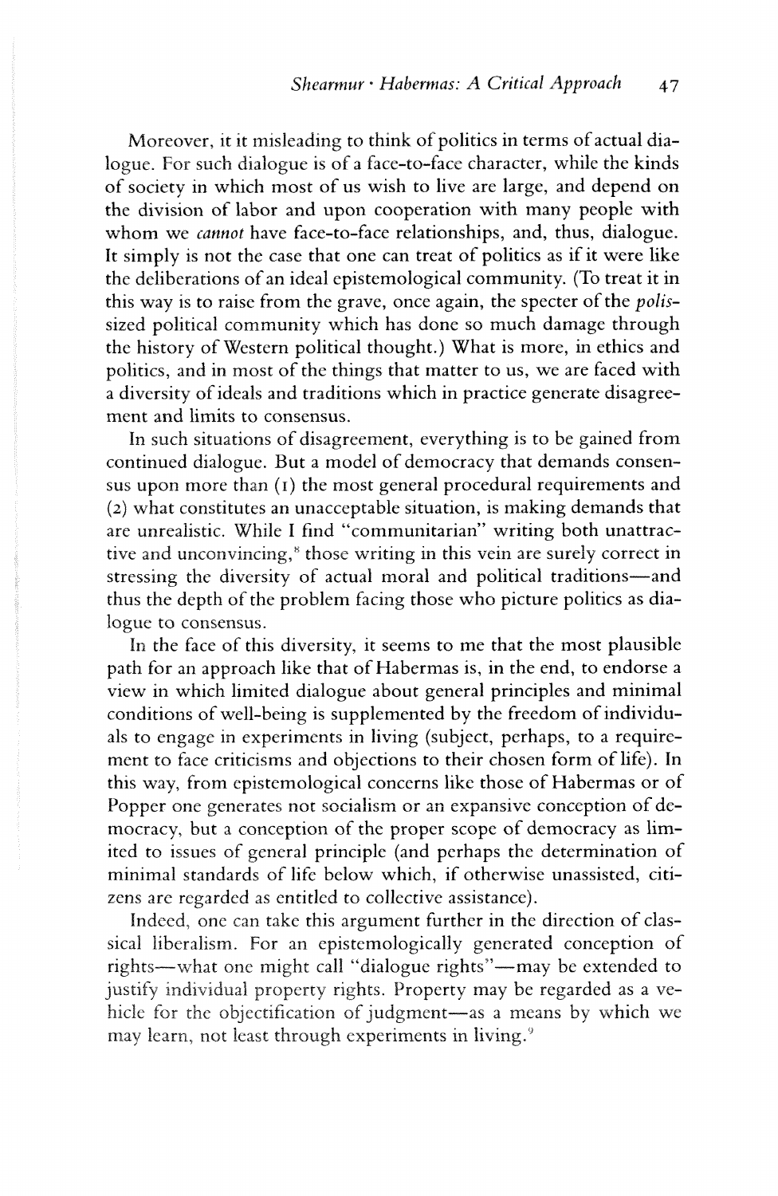Moreover, it it misleading to think of politics in terms of actual dialogue. For such dialogue is of a face-to-face character, while the kinds of society in which most of us wish to live are large, and depend on the division of labor and upon cooperation with many people with whom we *cannot* have face-to-face relationships, and, thus, dialogue. It simply is not the case that one can treat of politics as if it were like the deliberations of an ideal epistemological community. (To treat it in this way is to raise from the grave, once again, the specter of the *polis*-sized political community which has done so much damage through the history of Western political thought.) What is more, in ethics and politics, and in most of the things that matter to us, we are faced with a diversity of ideals and traditions which in practice generate disagreement and limits to consensus.

In such situations of disagreement, everything is to be gained from continued dialogue. But a model of democracy that demands consensus upon more than (1) the most general procedural requirements and (2) what constitutes an unacceptable situation, is making demands that are unrealistic. While I find "communitarian" writing both unattractive and unconvincing,[8] those writing in this vein are surely correct in stressing the diversity of actual moral and political traditions—and thus the depth of the problem facing those who picture politics as dialogue to consensus.

In the face of this diversity, it seems to me that the most plausible path for an approach like that of Habermas is, in the end, to endorse a view in which limited dialogue about general principles and minimal conditions of well-being is supplemented by the freedom of individuals to engage in experiments in living (subject, perhaps, to a requirement to face criticisms and objections to their chosen form of life). In this way, from epistemological concerns like those of Habermas or of Popper one generates not socialism or an expansive conception of democracy, but a conception of the proper scope of democracy as limited to issues of general principle (and perhaps the determination of minimal standards of life below which, if otherwise unassisted, citizens are regarded as entitled to collective assistance).

Indeed, one can take this argument further in the direction of classical liberalism. For an epistemologically generated conception of rights—what one might call "dialogue rights"—may be extended to justify individual property rights. Property may be regarded as a vehicle for the objectification of judgment—as a means by which we may learn, not least through experiments in living.[9]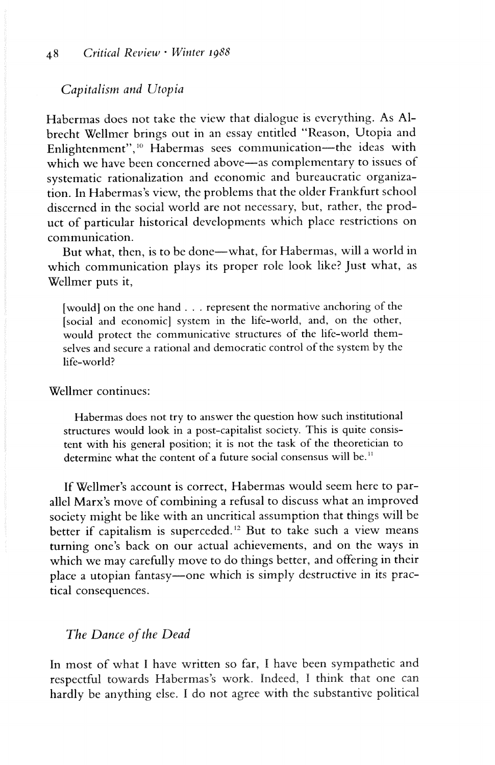## *Capitalism and Utopia*

Habermas does not take the view that dialogue is everything. As Albrecht Wellmer brings out in an essay entitled "Reason, Utopia and Enlightenment",[10] Habermas sees communication—the ideas with which we have been concerned above—as complementary to issues of systematic rationalization and economic and bureaucratic organization. In Habermas's view, the problems that the older Frankfurt school discerned in the social world are not necessary, but, rather, the product of particular historical developments which place restrictions on communication.

But what, then, is to be done—what, for Habermas, will a world in which communication plays its proper role look like? Just what, as Wellmer puts it,

> [would] on the one hand . . . represent the normative anchoring of the [social and economic] system in the life-world, and, on the other, would protect the communicative structures of the life-world themselves and secure a rational and democratic control of the system by the life-world?

Wellmer continues:

> Habermas does not try to answer the question how such institutional structures would look in a post-capitalist society. This is quite consistent with his general position; it is not the task of the theoretician to determine what the content of a future social consensus will be.[11]

If Wellmer's account is correct, Habermas would seem here to parallel Marx's move of combining a refusal to discuss what an improved society might be like with an uncritical assumption that things will be better if capitalism is superceded.[12] But to take such a view means turning one's back on our actual achievements, and on the ways in which we may carefully move to do things better, and offering in their place a utopian fantasy—one which is simply destructive in its practical consequences.

## *The Dance of the Dead*

In most of what I have written so far, I have been sympathetic and respectful towards Habermas's work. Indeed, I think that one can hardly be anything else. I do not agree with the substantive political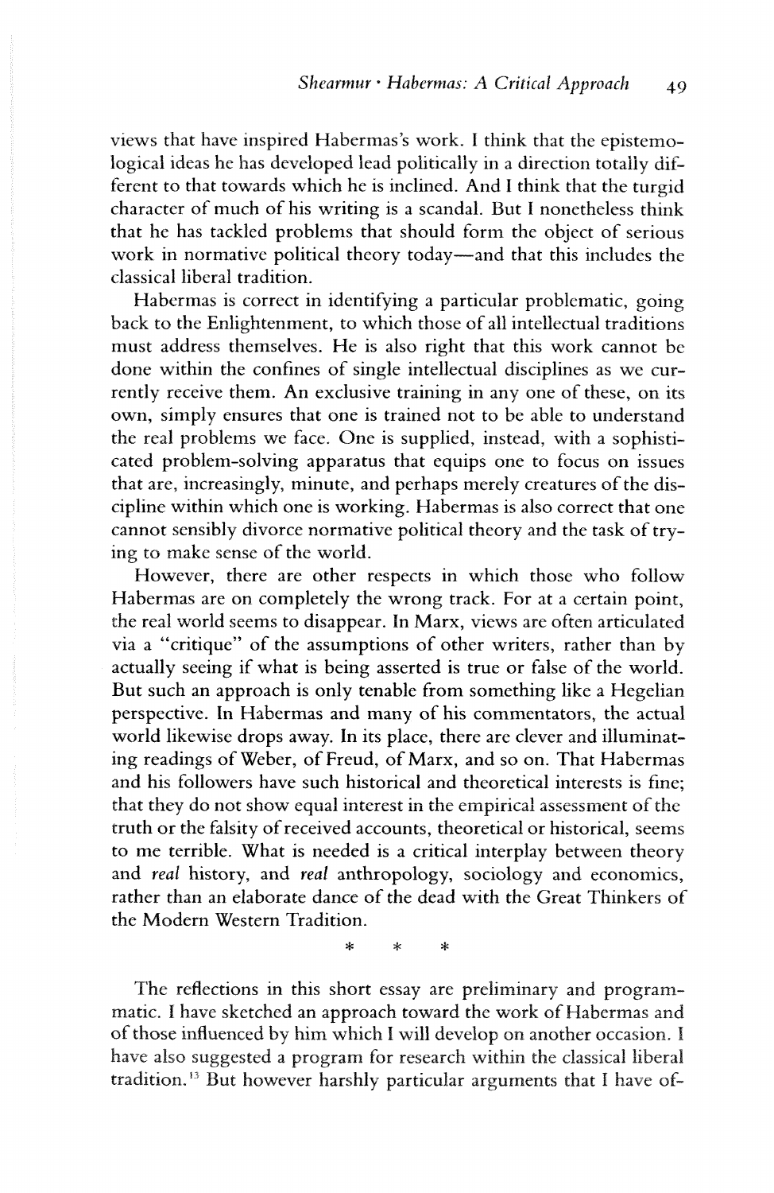views that have inspired Habermas's work. I think that the epistemological ideas he has developed lead politically in a direction totally different to that towards which he is inclined. And I think that the turgid character of much of his writing is a scandal. But I nonetheless think that he has tackled problems that should form the object of serious work in normative political theory today—and that this includes the classical liberal tradition.

Habermas is correct in identifying a particular problematic, going back to the Enlightenment, to which those of all intellectual traditions must address themselves. He is also right that this work cannot be done within the confines of single intellectual disciplines as we currently receive them. An exclusive training in any one of these, on its own, simply ensures that one is trained not to be able to understand the real problems we face. One is supplied, instead, with a sophisticated problem-solving apparatus that equips one to focus on issues that are, increasingly, minute, and perhaps merely creatures of the discipline within which one is working. Habermas is also correct that one cannot sensibly divorce normative political theory and the task of trying to make sense of the world.

However, there are other respects in which those who follow Habermas are on completely the wrong track. For at a certain point, the real world seems to disappear. In Marx, views are often articulated via a "critique" of the assumptions of other writers, rather than by actually seeing if what is being asserted is true or false of the world. But such an approach is only tenable from something like a Hegelian perspective. In Habermas and many of his commentators, the actual world likewise drops away. In its place, there are clever and illuminating readings of Weber, of Freud, of Marx, and so on. That Habermas and his followers have such historical and theoretical interests is fine; that they do not show equal interest in the empirical assessment of the truth or the falsity of received accounts, theoretical or historical, seems to me terrible. What is needed is a critical interplay between theory and *real* history, and *real* anthropology, sociology and economics, rather than an elaborate dance of the dead with the Great Thinkers of the Modern Western Tradition.

\* \* \*

The reflections in this short essay are preliminary and programmatic. I have sketched an approach toward the work of Habermas and of those influenced by him which I will develop on another occasion. I have also suggested a program for research within the classical liberal tradition.[13] But however harshly particular arguments that I have of-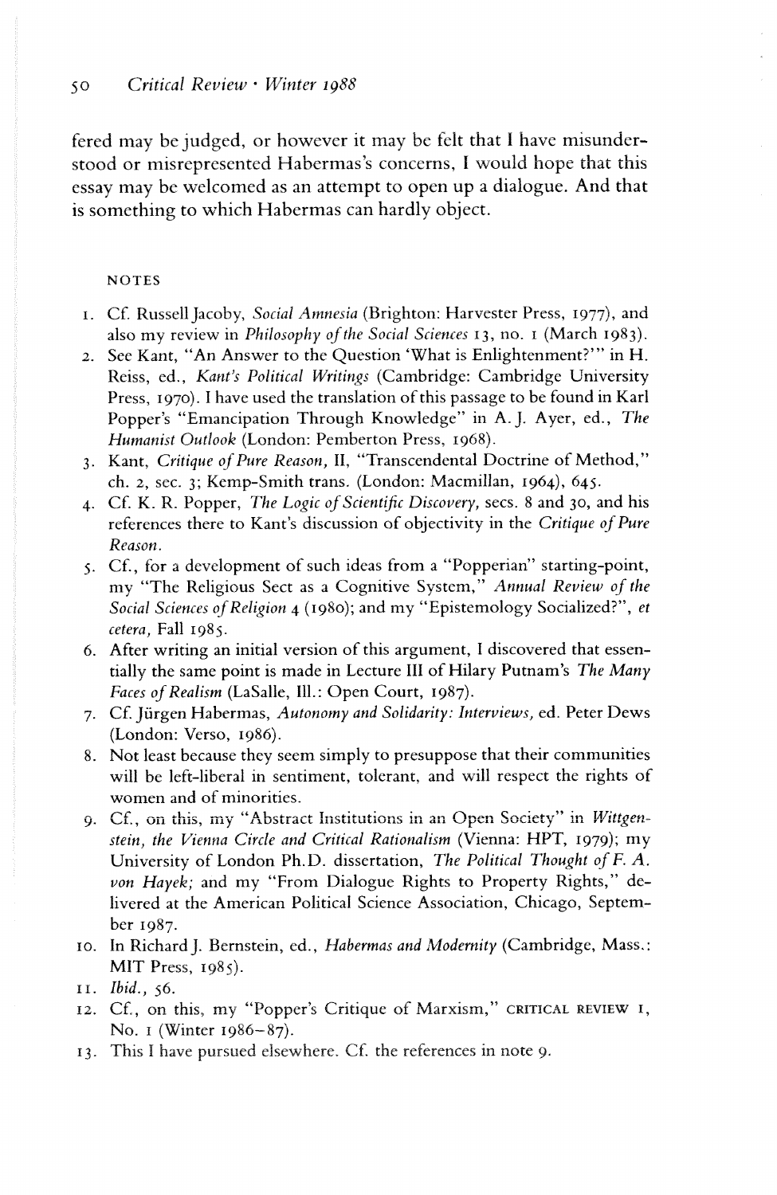fered may be judged, or however it may be felt that I have misunderstood or misrepresented Habermas's concerns, I would hope that this essay may be welcomed as an attempt to open up a dialogue. And that is something to which Habermas can hardly object.

## NOTES

1. Cf. Russell Jacoby, *Social Amnesia* (Brighton: Harvester Press, 1977), and also my review in *Philosophy of the Social Sciences* 13, no. 1 (March 1983).
2. See Kant, "An Answer to the Question 'What is Enlightenment?'" in H. Reiss, ed., *Kant's Political Writings* (Cambridge: Cambridge University Press, 1970). I have used the translation of this passage to be found in Karl Popper's "Emancipation Through Knowledge" in A. J. Ayer, ed., *The Humanist Outlook* (London: Pemberton Press, 1968).
3. Kant, *Critique of Pure Reason*, II, "Transcendental Doctrine of Method," ch. 2, sec. 3; Kemp-Smith trans. (London: Macmillan, 1964), 645.
4. Cf. K. R. Popper, *The Logic of Scientific Discovery*, secs. 8 and 30, and his references there to Kant's discussion of objectivity in the *Critique of Pure Reason*.
5. Cf., for a development of such ideas from a "Popperian" starting-point, my "The Religious Sect as a Cognitive System," *Annual Review of the Social Sciences of Religion* 4 (1980); and my "Epistemology Socialized?", *et cetera*, Fall 1985.
6. After writing an initial version of this argument, I discovered that essentially the same point is made in Lecture III of Hilary Putnam's *The Many Faces of Realism* (LaSalle, Ill.: Open Court, 1987).
7. Cf. Jürgen Habermas, *Autonomy and Solidarity: Interviews*, ed. Peter Dews (London: Verso, 1986).
8. Not least because they seem simply to presuppose that their communities will be left-liberal in sentiment, tolerant, and will respect the rights of women and of minorities.
9. Cf., on this, my "Abstract Institutions in an Open Society" in *Wittgenstein, the Vienna Circle and Critical Rationalism* (Vienna: HPT, 1979); my University of London Ph.D. dissertation, *The Political Thought of F. A. von Hayek*; and my "From Dialogue Rights to Property Rights," delivered at the American Political Science Association, Chicago, September 1987.
10. In Richard J. Bernstein, ed., *Habermas and Modernity* (Cambridge, Mass.: MIT Press, 1985).
11. *Ibid.*, 56.
12. Cf., on this, my "Popper's Critique of Marxism," CRITICAL REVIEW 1, No. 1 (Winter 1986–87).
13. This I have pursued elsewhere. Cf. the references in note 9.